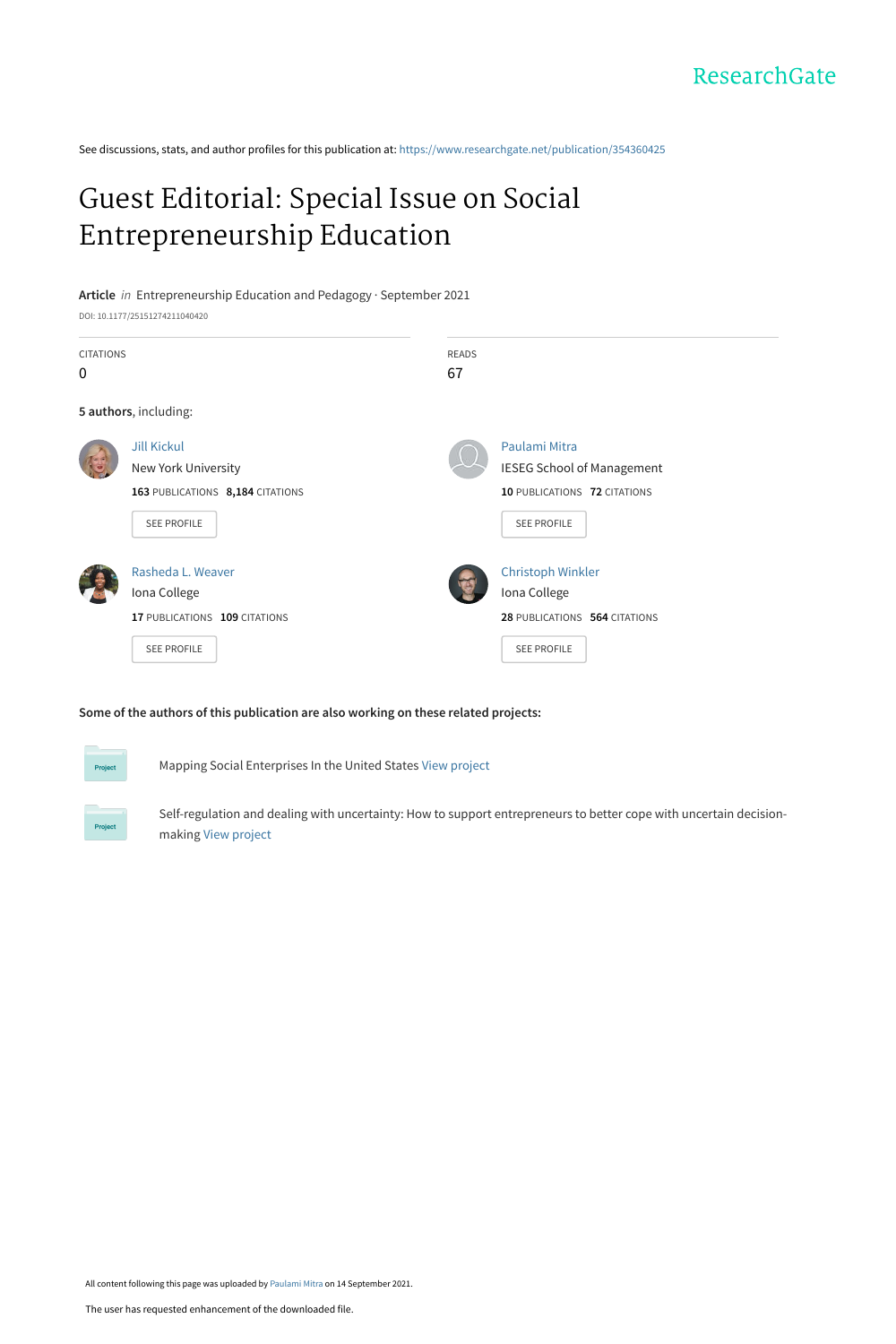ResearchGate

See discussions, stats, and author profiles for this publication at: https://www.researchgate.net/publication/354360425

# Guest Editorial: Special Issue on Social Entrepreneurship Education

**Article** *in* Entrepreneurship Education and Pedagogy · September 2021

DOI: 10.1177/25151274211040420

| CITATIONS | READS |
|---|---|
| 0 | 67 |

**5 authors**, including:

**Jill Kickul**
New York University
163 PUBLICATIONS 8,184 CITATIONS
SEE PROFILE

**Paulami Mitra**
IESEG School of Management
10 PUBLICATIONS 72 CITATIONS
SEE PROFILE

**Rasheda L. Weaver**
Iona College
17 PUBLICATIONS 109 CITATIONS
SEE PROFILE

**Christoph Winkler**
Iona College
28 PUBLICATIONS 564 CITATIONS
SEE PROFILE

**Some of the authors of this publication are also working on these related projects:**

Project: Mapping Social Enterprises In the United States View project

Project: Self-regulation and dealing with uncertainty: How to support entrepreneurs to better cope with uncertain decision-making View project

All content following this page was uploaded by Paulami Mitra on 14 September 2021.

The user has requested enhancement of the downloaded file.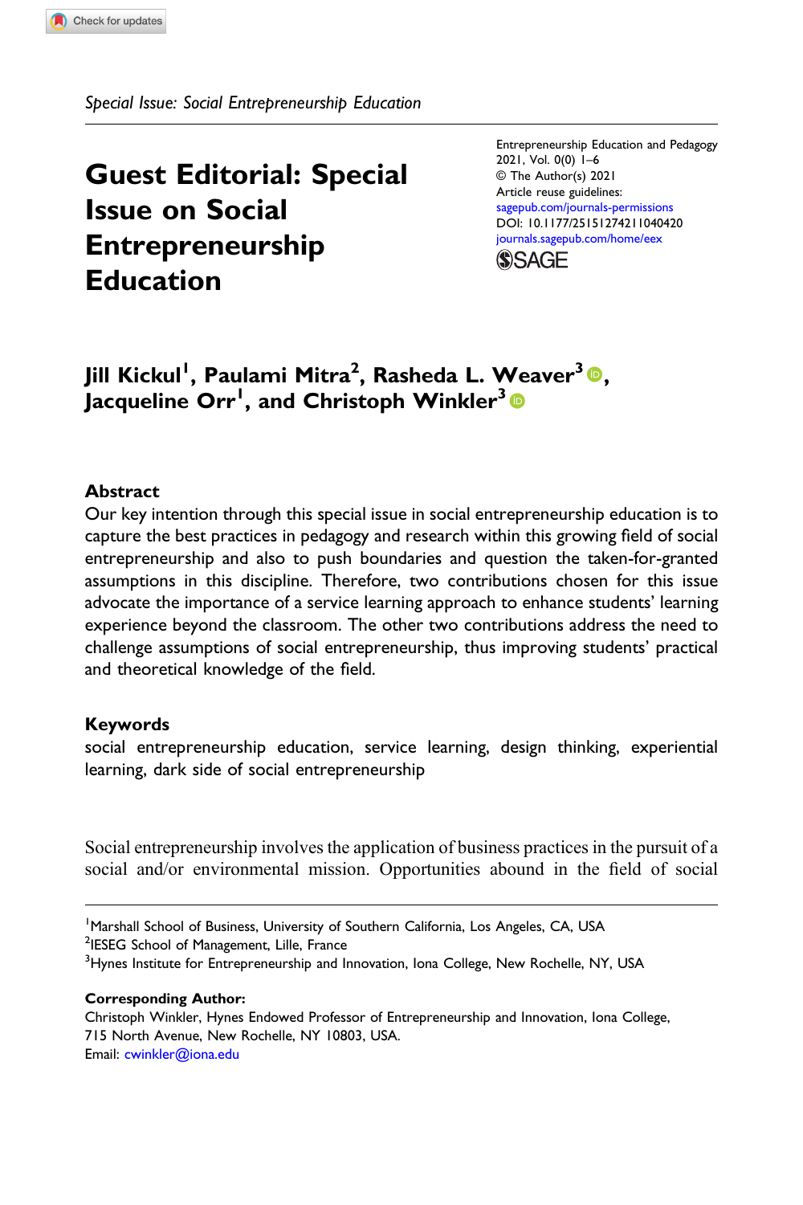Special Issue: Social Entrepreneurship Education

# Guest Editorial: Special Issue on Social Entrepreneurship Education

Entrepreneurship Education and Pedagogy
2021, Vol. 0(0) 1–6
© The Author(s) 2021
Article reuse guidelines:
sagepub.com/journals-permissions
DOI: 10.1177/25151274211040420
journals.sagepub.com/home/eex

**Jill Kickul[1], Paulami Mitra[2], Rasheda L. Weaver[3], Jacqueline Orr[1], and Christoph Winkler[3]**

## Abstract

Our key intention through this special issue in social entrepreneurship education is to capture the best practices in pedagogy and research within this growing field of social entrepreneurship and also to push boundaries and question the taken-for-granted assumptions in this discipline. Therefore, two contributions chosen for this issue advocate the importance of a service learning approach to enhance students' learning experience beyond the classroom. The other two contributions address the need to challenge assumptions of social entrepreneurship, thus improving students' practical and theoretical knowledge of the field.

## Keywords

social entrepreneurship education, service learning, design thinking, experiential learning, dark side of social entrepreneurship

Social entrepreneurship involves the application of business practices in the pursuit of a social and/or environmental mission. Opportunities abound in the field of social

[1]Marshall School of Business, University of Southern California, Los Angeles, CA, USA
[2]IESEG School of Management, Lille, France
[3]Hynes Institute for Entrepreneurship and Innovation, Iona College, New Rochelle, NY, USA

**Corresponding Author:**
Christoph Winkler, Hynes Endowed Professor of Entrepreneurship and Innovation, Iona College, 715 North Avenue, New Rochelle, NY 10803, USA.
Email: cwinkler@iona.edu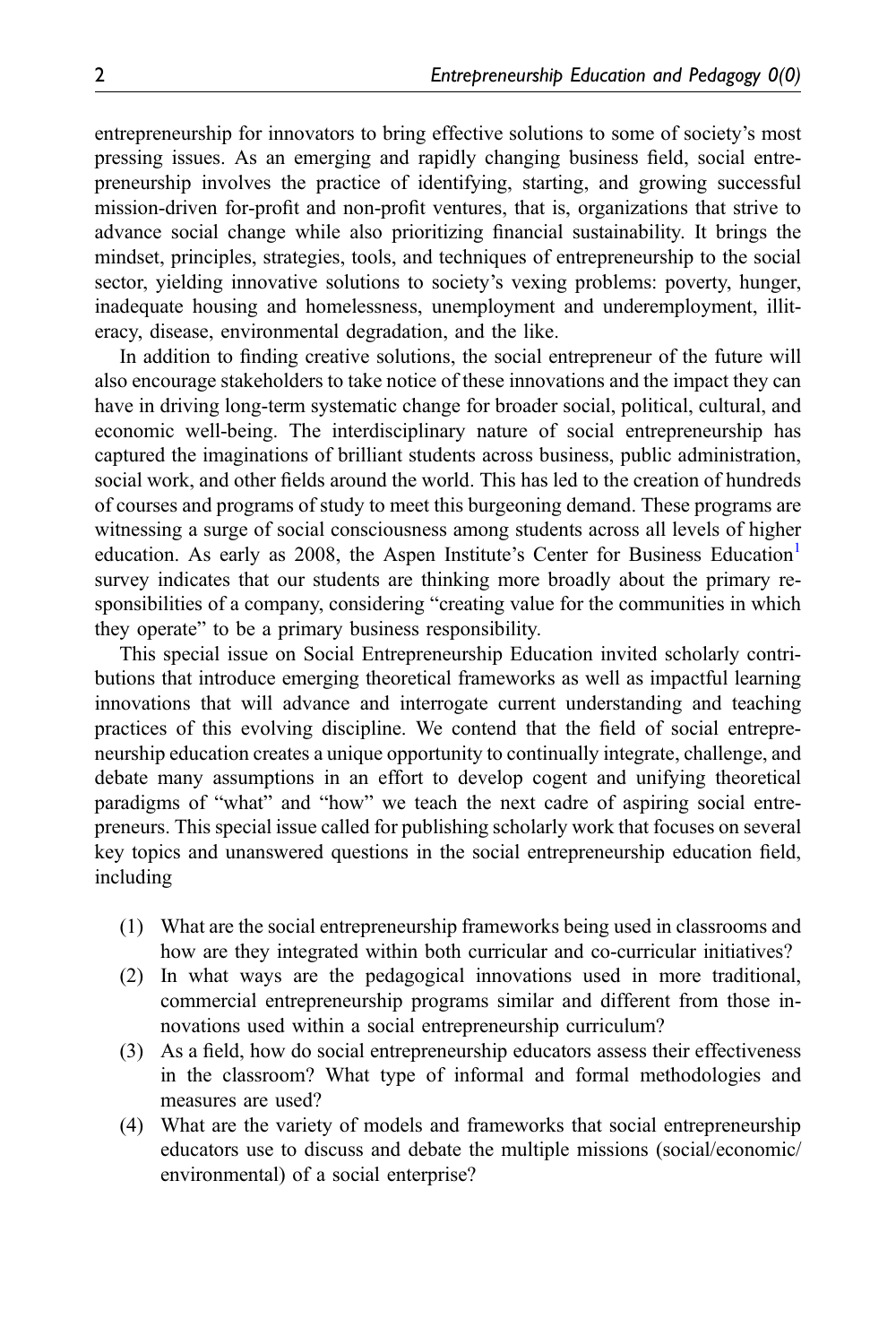entrepreneurship for innovators to bring effective solutions to some of society's most pressing issues. As an emerging and rapidly changing business field, social entrepreneurship involves the practice of identifying, starting, and growing successful mission-driven for-profit and non-profit ventures, that is, organizations that strive to advance social change while also prioritizing financial sustainability. It brings the mindset, principles, strategies, tools, and techniques of entrepreneurship to the social sector, yielding innovative solutions to society's vexing problems: poverty, hunger, inadequate housing and homelessness, unemployment and underemployment, illiteracy, disease, environmental degradation, and the like.

In addition to finding creative solutions, the social entrepreneur of the future will also encourage stakeholders to take notice of these innovations and the impact they can have in driving long-term systematic change for broader social, political, cultural, and economic well-being. The interdisciplinary nature of social entrepreneurship has captured the imaginations of brilliant students across business, public administration, social work, and other fields around the world. This has led to the creation of hundreds of courses and programs of study to meet this burgeoning demand. These programs are witnessing a surge of social consciousness among students across all levels of higher education. As early as 2008, the Aspen Institute's Center for Business Education[1] survey indicates that our students are thinking more broadly about the primary responsibilities of a company, considering "creating value for the communities in which they operate" to be a primary business responsibility.

This special issue on Social Entrepreneurship Education invited scholarly contributions that introduce emerging theoretical frameworks as well as impactful learning innovations that will advance and interrogate current understanding and teaching practices of this evolving discipline. We contend that the field of social entrepreneurship education creates a unique opportunity to continually integrate, challenge, and debate many assumptions in an effort to develop cogent and unifying theoretical paradigms of "what" and "how" we teach the next cadre of aspiring social entrepreneurs. This special issue called for publishing scholarly work that focuses on several key topics and unanswered questions in the social entrepreneurship education field, including

(1) What are the social entrepreneurship frameworks being used in classrooms and how are they integrated within both curricular and co-curricular initiatives?
(2) In what ways are the pedagogical innovations used in more traditional, commercial entrepreneurship programs similar and different from those innovations used within a social entrepreneurship curriculum?
(3) As a field, how do social entrepreneurship educators assess their effectiveness in the classroom? What type of informal and formal methodologies and measures are used?
(4) What are the variety of models and frameworks that social entrepreneurship educators use to discuss and debate the multiple missions (social/economic/environmental) of a social enterprise?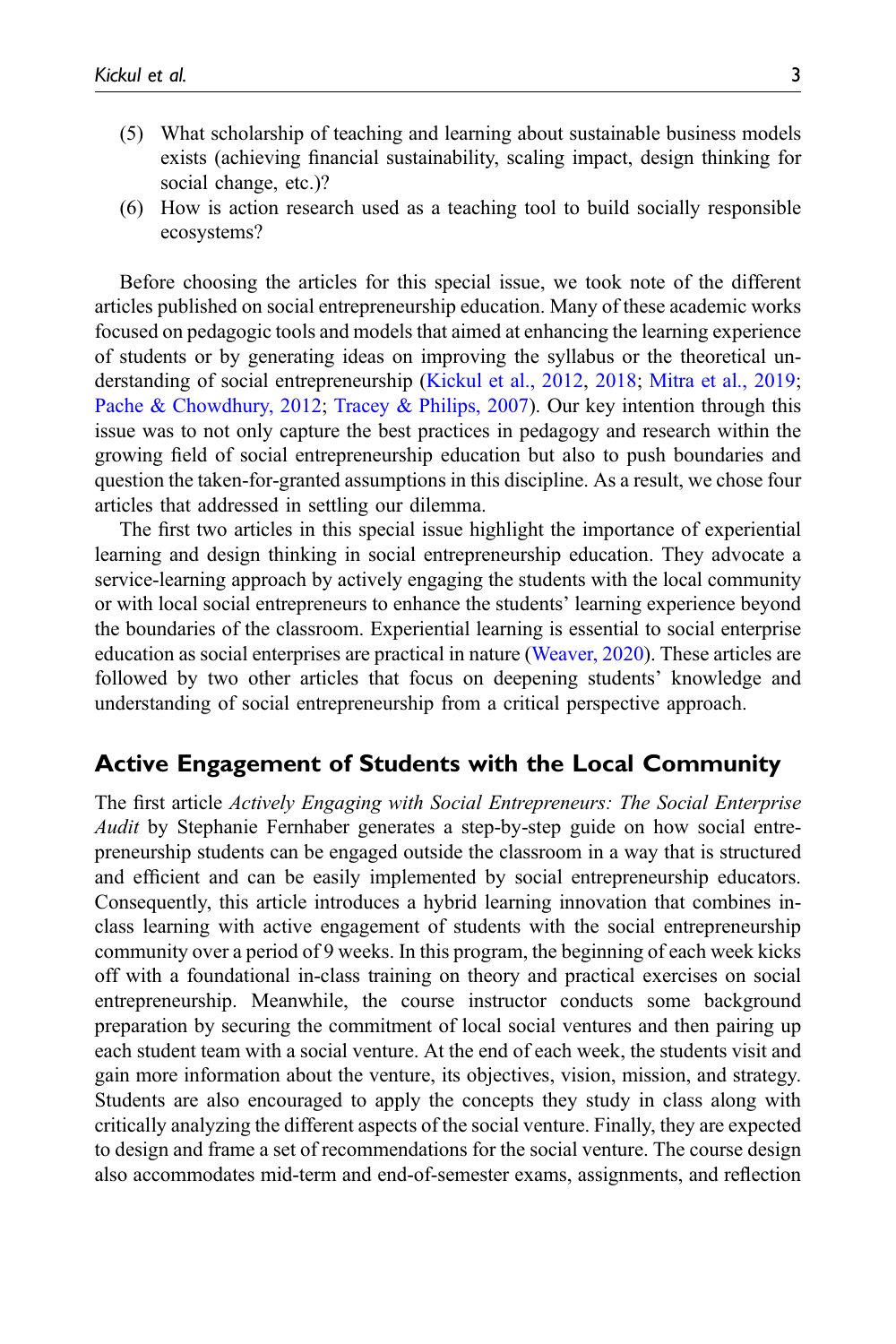(5) What scholarship of teaching and learning about sustainable business models exists (achieving financial sustainability, scaling impact, design thinking for social change, etc.)?

(6) How is action research used as a teaching tool to build socially responsible ecosystems?

Before choosing the articles for this special issue, we took note of the different articles published on social entrepreneurship education. Many of these academic works focused on pedagogic tools and models that aimed at enhancing the learning experience of students or by generating ideas on improving the syllabus or the theoretical understanding of social entrepreneurship (Kickul et al., 2012, 2018; Mitra et al., 2019; Pache & Chowdhury, 2012; Tracey & Philips, 2007). Our key intention through this issue was to not only capture the best practices in pedagogy and research within the growing field of social entrepreneurship education but also to push boundaries and question the taken-for-granted assumptions in this discipline. As a result, we chose four articles that addressed in settling our dilemma.

The first two articles in this special issue highlight the importance of experiential learning and design thinking in social entrepreneurship education. They advocate a service-learning approach by actively engaging the students with the local community or with local social entrepreneurs to enhance the students' learning experience beyond the boundaries of the classroom. Experiential learning is essential to social enterprise education as social enterprises are practical in nature (Weaver, 2020). These articles are followed by two other articles that focus on deepening students' knowledge and understanding of social entrepreneurship from a critical perspective approach.

## Active Engagement of Students with the Local Community

The first article *Actively Engaging with Social Entrepreneurs: The Social Enterprise Audit* by Stephanie Fernhaber generates a step-by-step guide on how social entrepreneurship students can be engaged outside the classroom in a way that is structured and efficient and can be easily implemented by social entrepreneurship educators. Consequently, this article introduces a hybrid learning innovation that combines in-class learning with active engagement of students with the social entrepreneurship community over a period of 9 weeks. In this program, the beginning of each week kicks off with a foundational in-class training on theory and practical exercises on social entrepreneurship. Meanwhile, the course instructor conducts some background preparation by securing the commitment of local social ventures and then pairing up each student team with a social venture. At the end of each week, the students visit and gain more information about the venture, its objectives, vision, mission, and strategy. Students are also encouraged to apply the concepts they study in class along with critically analyzing the different aspects of the social venture. Finally, they are expected to design and frame a set of recommendations for the social venture. The course design also accommodates mid-term and end-of-semester exams, assignments, and reflection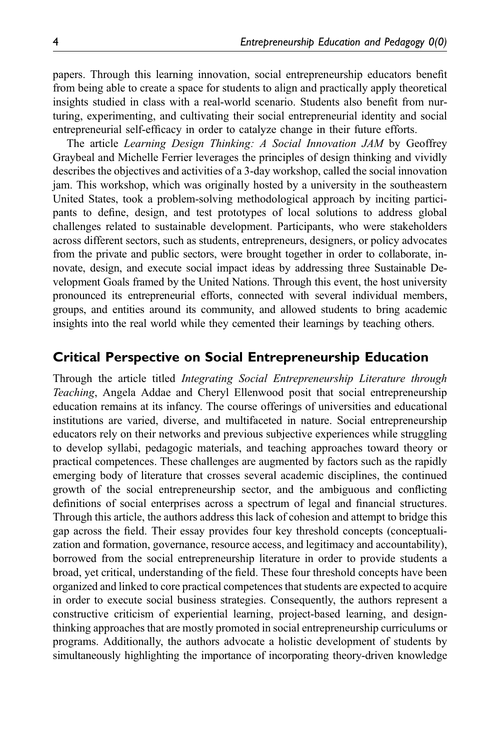papers. Through this learning innovation, social entrepreneurship educators benefit from being able to create a space for students to align and practically apply theoretical insights studied in class with a real-world scenario. Students also benefit from nurturing, experimenting, and cultivating their social entrepreneurial identity and social entrepreneurial self-efficacy in order to catalyze change in their future efforts.

The article *Learning Design Thinking: A Social Innovation JAM* by Geoffrey Graybeal and Michelle Ferrier leverages the principles of design thinking and vividly describes the objectives and activities of a 3-day workshop, called the social innovation jam. This workshop, which was originally hosted by a university in the southeastern United States, took a problem-solving methodological approach by inciting participants to define, design, and test prototypes of local solutions to address global challenges related to sustainable development. Participants, who were stakeholders across different sectors, such as students, entrepreneurs, designers, or policy advocates from the private and public sectors, were brought together in order to collaborate, innovate, design, and execute social impact ideas by addressing three Sustainable Development Goals framed by the United Nations. Through this event, the host university pronounced its entrepreneurial efforts, connected with several individual members, groups, and entities around its community, and allowed students to bring academic insights into the real world while they cemented their learnings by teaching others.

## Critical Perspective on Social Entrepreneurship Education

Through the article titled *Integrating Social Entrepreneurship Literature through Teaching*, Angela Addae and Cheryl Ellenwood posit that social entrepreneurship education remains at its infancy. The course offerings of universities and educational institutions are varied, diverse, and multifaceted in nature. Social entrepreneurship educators rely on their networks and previous subjective experiences while struggling to develop syllabi, pedagogic materials, and teaching approaches toward theory or practical competences. These challenges are augmented by factors such as the rapidly emerging body of literature that crosses several academic disciplines, the continued growth of the social entrepreneurship sector, and the ambiguous and conflicting definitions of social enterprises across a spectrum of legal and financial structures. Through this article, the authors address this lack of cohesion and attempt to bridge this gap across the field. Their essay provides four key threshold concepts (conceptualization and formation, governance, resource access, and legitimacy and accountability), borrowed from the social entrepreneurship literature in order to provide students a broad, yet critical, understanding of the field. These four threshold concepts have been organized and linked to core practical competences that students are expected to acquire in order to execute social business strategies. Consequently, the authors represent a constructive criticism of experiential learning, project-based learning, and design-thinking approaches that are mostly promoted in social entrepreneurship curriculums or programs. Additionally, the authors advocate a holistic development of students by simultaneously highlighting the importance of incorporating theory-driven knowledge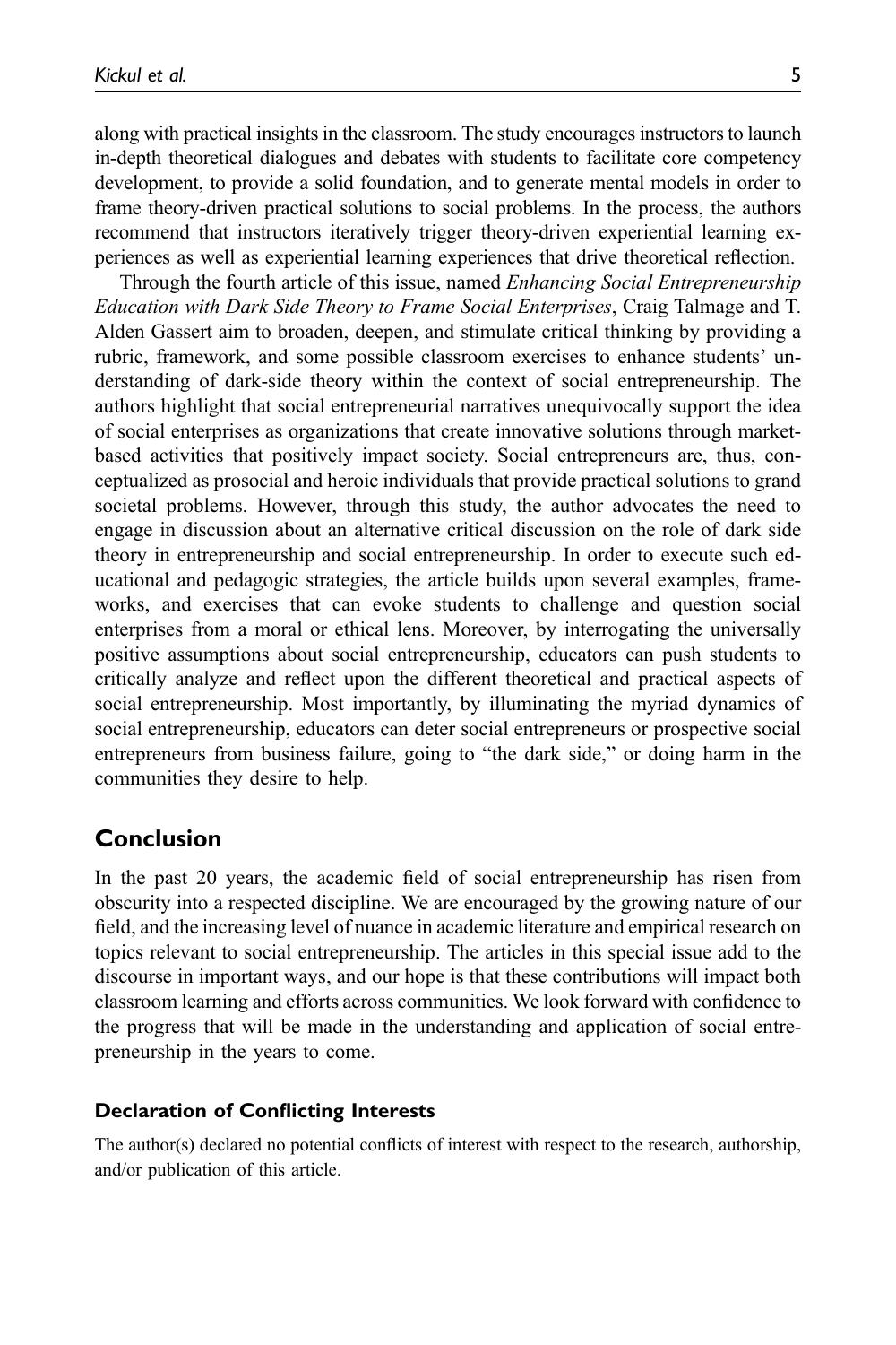along with practical insights in the classroom. The study encourages instructors to launch in-depth theoretical dialogues and debates with students to facilitate core competency development, to provide a solid foundation, and to generate mental models in order to frame theory-driven practical solutions to social problems. In the process, the authors recommend that instructors iteratively trigger theory-driven experiential learning experiences as well as experiential learning experiences that drive theoretical reflection.

Through the fourth article of this issue, named *Enhancing Social Entrepreneurship Education with Dark Side Theory to Frame Social Enterprises*, Craig Talmage and T. Alden Gassert aim to broaden, deepen, and stimulate critical thinking by providing a rubric, framework, and some possible classroom exercises to enhance students' understanding of dark-side theory within the context of social entrepreneurship. The authors highlight that social entrepreneurial narratives unequivocally support the idea of social enterprises as organizations that create innovative solutions through market-based activities that positively impact society. Social entrepreneurs are, thus, conceptualized as prosocial and heroic individuals that provide practical solutions to grand societal problems. However, through this study, the author advocates the need to engage in discussion about an alternative critical discussion on the role of dark side theory in entrepreneurship and social entrepreneurship. In order to execute such educational and pedagogic strategies, the article builds upon several examples, frameworks, and exercises that can evoke students to challenge and question social enterprises from a moral or ethical lens. Moreover, by interrogating the universally positive assumptions about social entrepreneurship, educators can push students to critically analyze and reflect upon the different theoretical and practical aspects of social entrepreneurship. Most importantly, by illuminating the myriad dynamics of social entrepreneurship, educators can deter social entrepreneurs or prospective social entrepreneurs from business failure, going to "the dark side," or doing harm in the communities they desire to help.

## Conclusion

In the past 20 years, the academic field of social entrepreneurship has risen from obscurity into a respected discipline. We are encouraged by the growing nature of our field, and the increasing level of nuance in academic literature and empirical research on topics relevant to social entrepreneurship. The articles in this special issue add to the discourse in important ways, and our hope is that these contributions will impact both classroom learning and efforts across communities. We look forward with confidence to the progress that will be made in the understanding and application of social entrepreneurship in the years to come.

### Declaration of Conflicting Interests

The author(s) declared no potential conflicts of interest with respect to the research, authorship, and/or publication of this article.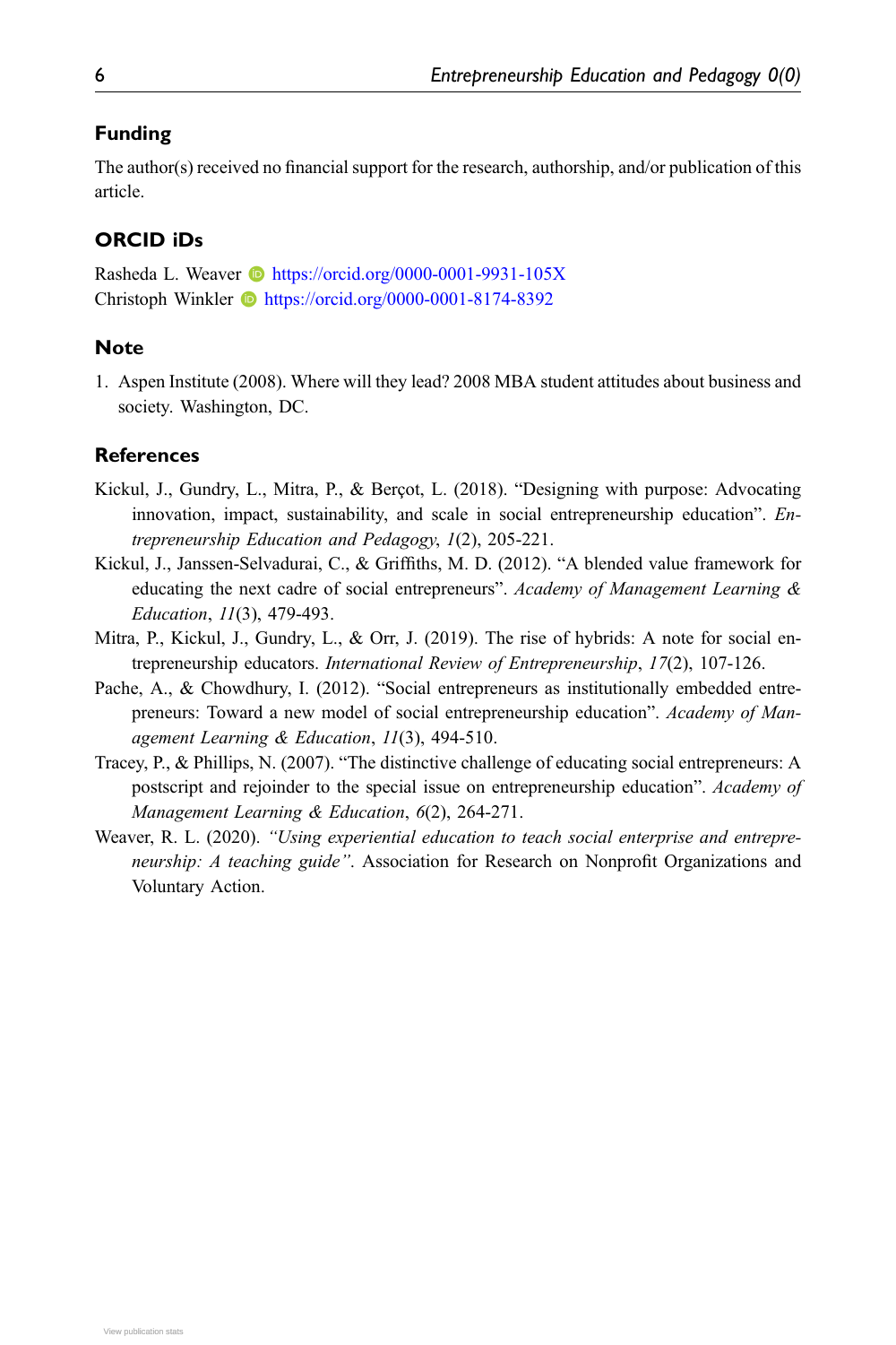## Funding

The author(s) received no financial support for the research, authorship, and/or publication of this article.

## ORCID iDs

Rasheda L. Weaver https://orcid.org/0000-0001-9931-105X
Christoph Winkler https://orcid.org/0000-0001-8174-8392

## Note

1. Aspen Institute (2008). Where will they lead? 2008 MBA student attitudes about business and society. Washington, DC.

## References

Kickul, J., Gundry, L., Mitra, P., & Berçot, L. (2018). "Designing with purpose: Advocating innovation, impact, sustainability, and scale in social entrepreneurship education". *Entrepreneurship Education and Pedagogy*, *1*(2), 205-221.

Kickul, J., Janssen-Selvadurai, C., & Griffiths, M. D. (2012). "A blended value framework for educating the next cadre of social entrepreneurs". *Academy of Management Learning & Education*, *11*(3), 479-493.

Mitra, P., Kickul, J., Gundry, L., & Orr, J. (2019). The rise of hybrids: A note for social entrepreneurship educators. *International Review of Entrepreneurship*, *17*(2), 107-126.

Pache, A., & Chowdhury, I. (2012). "Social entrepreneurs as institutionally embedded entrepreneurs: Toward a new model of social entrepreneurship education". *Academy of Management Learning & Education*, *11*(3), 494-510.

Tracey, P., & Phillips, N. (2007). "The distinctive challenge of educating social entrepreneurs: A postscript and rejoinder to the special issue on entrepreneurship education". *Academy of Management Learning & Education*, *6*(2), 264-271.

Weaver, R. L. (2020). *"Using experiential education to teach social enterprise and entrepreneurship: A teaching guide"*. Association for Research on Nonprofit Organizations and Voluntary Action.